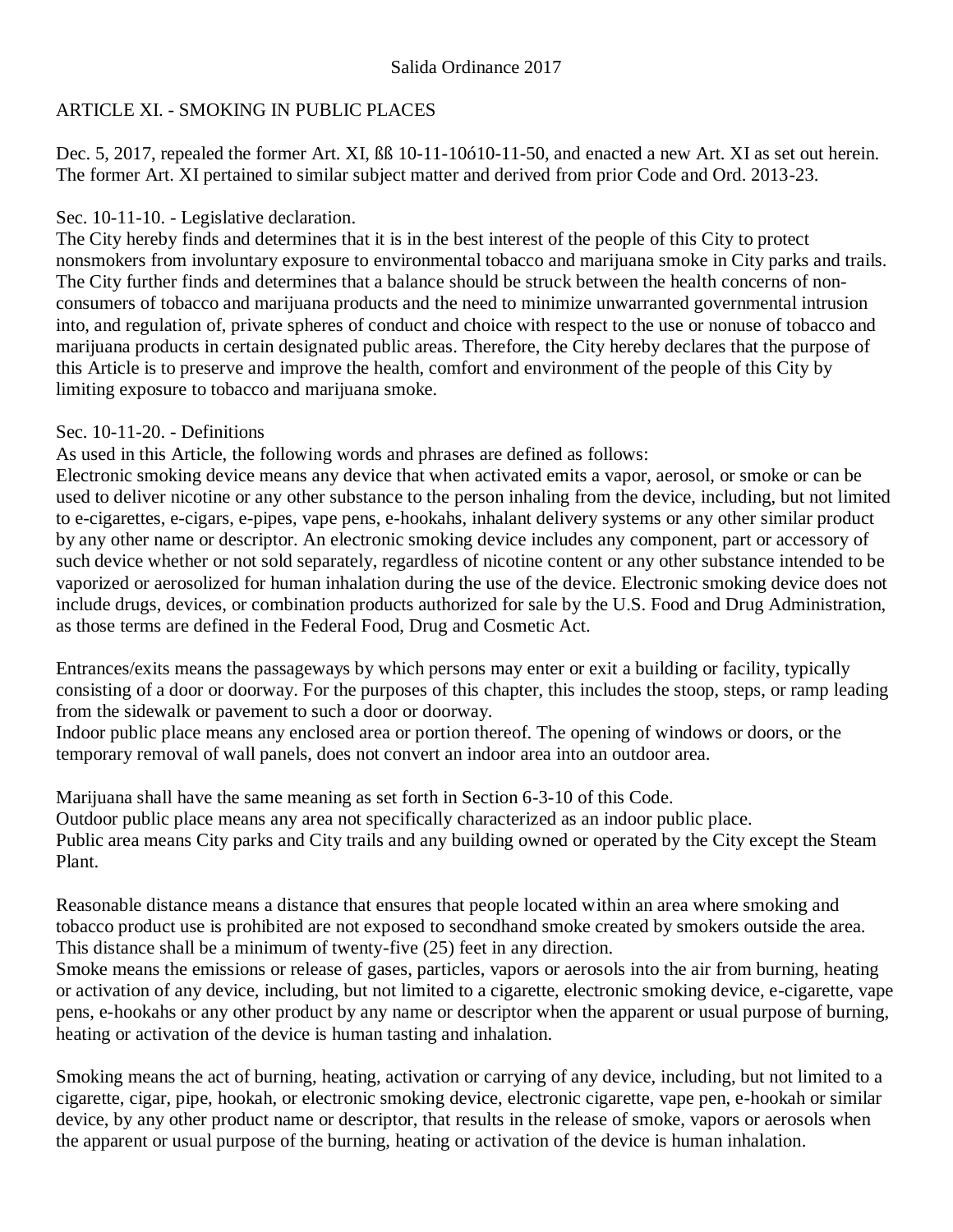Salida Ordinance 2017

ARTICLE XI. - SMOKING IN PUBLIC PLACES

Dec. 5, 2017, repealed the former Art. XI, ßß 10-11-10ó10-11-50, and enacted a new Art. XI as set out herein. The former Art. XI pertained to similar subject matter and derived from prior Code and Ord. 2013-23.

Sec. 10-11-10. - Legislative declaration.

The City hereby finds and determines that it is in the best interest of the people of this City to protect nonsmokers from involuntary exposure to environmental tobacco and marijuana smoke in City parks and trails. The City further finds and determines that a balance should be struck between the health concerns of non-consumers of tobacco and marijuana products and the need to minimize unwarranted governmental intrusion into, and regulation of, private spheres of conduct and choice with respect to the use or nonuse of tobacco and marijuana products in certain designated public areas. Therefore, the City hereby declares that the purpose of this Article is to preserve and improve the health, comfort and environment of the people of this City by limiting exposure to tobacco and marijuana smoke.

Sec. 10-11-20. - Definitions

As used in this Article, the following words and phrases are defined as follows:

Electronic smoking device means any device that when activated emits a vapor, aerosol, or smoke or can be used to deliver nicotine or any other substance to the person inhaling from the device, including, but not limited to e-cigarettes, e-cigars, e-pipes, vape pens, e-hookahs, inhalant delivery systems or any other similar product by any other name or descriptor. An electronic smoking device includes any component, part or accessory of such device whether or not sold separately, regardless of nicotine content or any other substance intended to be vaporized or aerosolized for human inhalation during the use of the device. Electronic smoking device does not include drugs, devices, or combination products authorized for sale by the U.S. Food and Drug Administration, as those terms are defined in the Federal Food, Drug and Cosmetic Act.

Entrances/exits means the passageways by which persons may enter or exit a building or facility, typically consisting of a door or doorway. For the purposes of this chapter, this includes the stoop, steps, or ramp leading from the sidewalk or pavement to such a door or doorway.

Indoor public place means any enclosed area or portion thereof. The opening of windows or doors, or the temporary removal of wall panels, does not convert an indoor area into an outdoor area.

Marijuana shall have the same meaning as set forth in Section 6-3-10 of this Code.

Outdoor public place means any area not specifically characterized as an indoor public place.

Public area means City parks and City trails and any building owned or operated by the City except the Steam Plant.

Reasonable distance means a distance that ensures that people located within an area where smoking and tobacco product use is prohibited are not exposed to secondhand smoke created by smokers outside the area. This distance shall be a minimum of twenty-five (25) feet in any direction.

Smoke means the emissions or release of gases, particles, vapors or aerosols into the air from burning, heating or activation of any device, including, but not limited to a cigarette, electronic smoking device, e-cigarette, vape pens, e-hookahs or any other product by any name or descriptor when the apparent or usual purpose of burning, heating or activation of the device is human tasting and inhalation.

Smoking means the act of burning, heating, activation or carrying of any device, including, but not limited to a cigarette, cigar, pipe, hookah, or electronic smoking device, electronic cigarette, vape pen, e-hookah or similar device, by any other product name or descriptor, that results in the release of smoke, vapors or aerosols when the apparent or usual purpose of the burning, heating or activation of the device is human inhalation.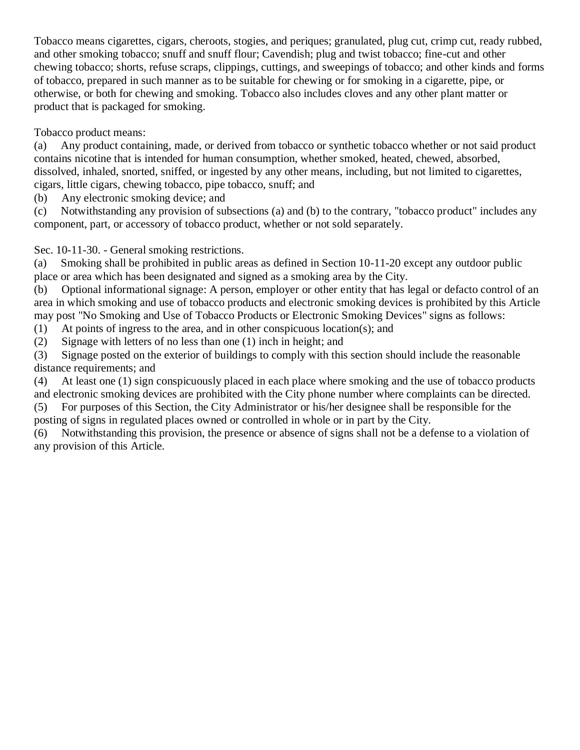Tobacco means cigarettes, cigars, cheroots, stogies, and periques; granulated, plug cut, crimp cut, ready rubbed, and other smoking tobacco; snuff and snuff flour; Cavendish; plug and twist tobacco; fine-cut and other chewing tobacco; shorts, refuse scraps, clippings, cuttings, and sweepings of tobacco; and other kinds and forms of tobacco, prepared in such manner as to be suitable for chewing or for smoking in a cigarette, pipe, or otherwise, or both for chewing and smoking. Tobacco also includes cloves and any other plant matter or product that is packaged for smoking.

Tobacco product means:

(a) Any product containing, made, or derived from tobacco or synthetic tobacco whether or not said product contains nicotine that is intended for human consumption, whether smoked, heated, chewed, absorbed, dissolved, inhaled, snorted, sniffed, or ingested by any other means, including, but not limited to cigarettes, cigars, little cigars, chewing tobacco, pipe tobacco, snuff; and

(b) Any electronic smoking device; and

(c) Notwithstanding any provision of subsections (a) and (b) to the contrary, "tobacco product" includes any component, part, or accessory of tobacco product, whether or not sold separately.

Sec. 10-11-30. - General smoking restrictions.

(a) Smoking shall be prohibited in public areas as defined in Section 10-11-20 except any outdoor public place or area which has been designated and signed as a smoking area by the City.

(b) Optional informational signage: A person, employer or other entity that has legal or defacto control of an area in which smoking and use of tobacco products and electronic smoking devices is prohibited by this Article may post "No Smoking and Use of Tobacco Products or Electronic Smoking Devices" signs as follows:

(1) At points of ingress to the area, and in other conspicuous location(s); and

(2) Signage with letters of no less than one (1) inch in height; and

(3) Signage posted on the exterior of buildings to comply with this section should include the reasonable distance requirements; and

(4) At least one (1) sign conspicuously placed in each place where smoking and the use of tobacco products and electronic smoking devices are prohibited with the City phone number where complaints can be directed.

(5) For purposes of this Section, the City Administrator or his/her designee shall be responsible for the posting of signs in regulated places owned or controlled in whole or in part by the City.

(6) Notwithstanding this provision, the presence or absence of signs shall not be a defense to a violation of any provision of this Article.